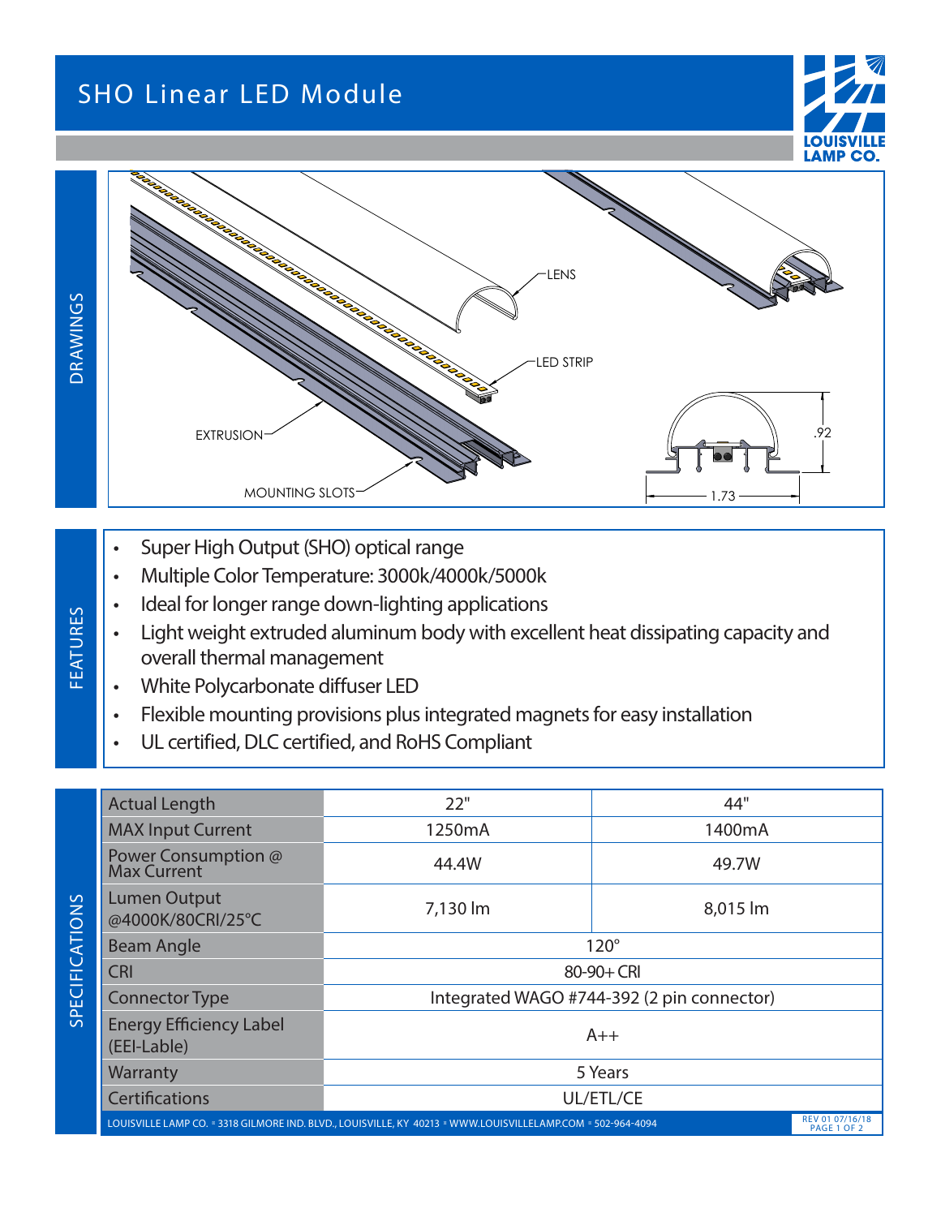# SHO Linear LED Module

LOUISVILLE LAMP CO.

## DRAWINGS

LENS

LED STRIP

EXTRUSION

MOUNTING SLOTS

.92

1.73

## FEATURES

- Super High Output (SHO) optical range
- Multiple Color Temperature: 3000k/4000k/5000k
- Ideal for longer range down-lighting applications
- Light weight extruded aluminum body with excellent heat dissipating capacity and overall thermal management
- White Polycarbonate diffuser LED
- Flexible mounting provisions plus integrated magnets for easy installation
- UL certified, DLC certified, and RoHS Compliant

## SPECIFICATIONS

| Actual Length | 22" | 44" |
|---|---|---|
| MAX Input Current | 1250mA | 1400mA |
| Power Consumption @ Max Current | 44.4W | 49.7W |
| Lumen Output @4000K/80CRI/25°C | 7,130 lm | 8,015 lm |
| Beam Angle | 120° | |
| CRI | 80-90+ CRI | |
| Connector Type | Integrated WAGO #744-392 (2 pin connector) | |
| Energy Efficiency Label (EEI-Lable) | A++ | |
| Warranty | 5 Years | |
| Certifications | UL/ETL/CE | |

LOUISVILLE LAMP CO. ▪ 3318 GILMORE IND. BLVD., LOUISVILLE, KY 40213 ▪ WWW.LOUISVILLELAMP.COM ▪ 502-964-4094

REV 01 07/16/18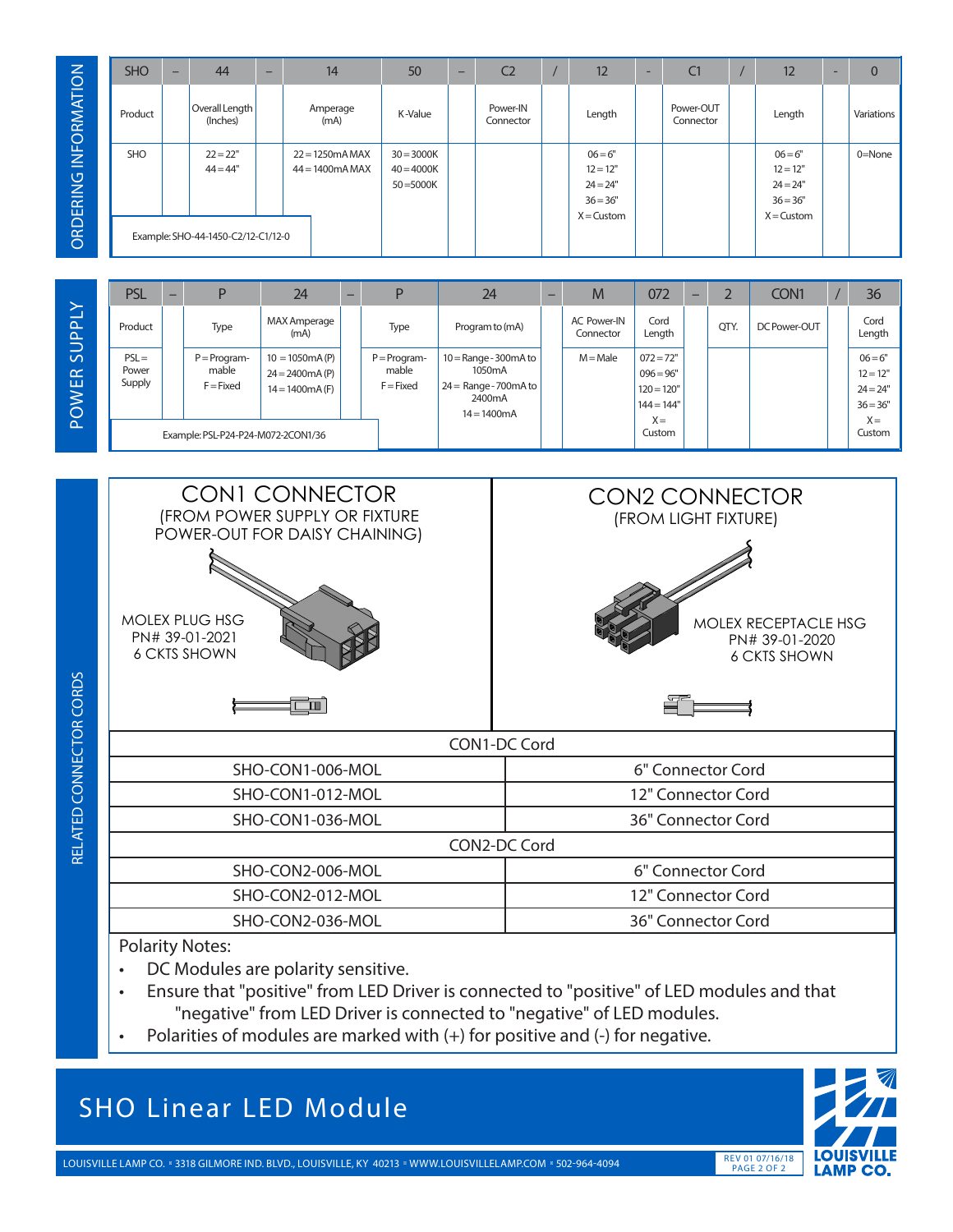## ORDERING INFORMATION

| SHO | – | 44 | – | 14 | 50 | – | C2 | / | 12 | - | C1 | / | 12 | - | 0 |
|---|---|---|---|---|---|---|---|---|---|---|---|---|---|---|---|
| Product | | Overall Length (Inches) | | Amperage (mA) | K-Value | | Power-IN Connector | | Length | | Power-OUT Connector | | Length | | Variations |
| SHO | | 22 = 22"<br>44 = 44" | | 22 = 1250mA MAX<br>44 = 1400mA MAX | 30 = 3000K<br>40 = 4000K<br>50 = 5000K | | | | 06 = 6"<br>12 = 12"<br>24 = 24"<br>36 = 36"<br>X = Custom | | | | 06 = 6"<br>12 = 12"<br>24 = 24"<br>36 = 36"<br>X = Custom | | 0=None |

Example: SHO-44-1450-C2/12-C1/12-0

## POWER SUPPLY

| PSL | – | P | 24 | – | P | 24 | – | M | 072 | – | 2 | CON1 | / | 36 |
|---|---|---|---|---|---|---|---|---|---|---|---|---|---|---|
| Product | | Type | MAX Amperage (mA) | | Type | Program to (mA) | | AC Power-IN Connector | Cord Length | | QTY. | DC Power-OUT | | Cord Length |
| PSL = Power Supply | | P = Program-mable<br>F = Fixed | 10 = 1050mA (P)<br>24 = 2400mA (P)<br>14 = 1400mA (F) | | P = Program-mable<br>F = Fixed | 10 = Range - 300mA to 1050mA<br>24 = Range - 700mA to 2400mA<br>14 = 1400mA | | M = Male | 072 = 72"<br>096 = 96"<br>120 = 120"<br>144 = 144"<br>X = Custom | | | | | 06 = 6"<br>12 = 12"<br>24 = 24"<br>36 = 36"<br>X = Custom |

Example: PSL-P24-P24-M072-2CON1/36

## RELATED CONNECTOR CORDS

### CON1 CONNECTOR
(FROM POWER SUPPLY OR FIXTURE POWER-OUT FOR DAISY CHAINING)

MOLEX PLUG HSG
PN# 39-01-2021
6 CKTS SHOWN

### CON2 CONNECTOR
(FROM LIGHT FIXTURE)

MOLEX RECEPTACLE HSG
PN# 39-01-2020
6 CKTS SHOWN

| CON1-DC Cord | |
|---|---|
| SHO-CON1-006-MOL | 6" Connector Cord |
| SHO-CON1-012-MOL | 12" Connector Cord |
| SHO-CON1-036-MOL | 36" Connector Cord |
| **CON2-DC Cord** | |
| SHO-CON2-006-MOL | 6" Connector Cord |
| SHO-CON2-012-MOL | 12" Connector Cord |
| SHO-CON2-036-MOL | 36" Connector Cord |

Polarity Notes:

- DC Modules are polarity sensitive.
- Ensure that "positive" from LED Driver is connected to "positive" of LED modules and that "negative" from LED Driver is connected to "negative" of LED modules.
- Polarities of modules are marked with (+) for positive and (-) for negative.

# SHO Linear LED Module

LOUISVILLE LAMP CO. ▪ 3318 GILMORE IND. BLVD., LOUISVILLE, KY 40213 ▪ WWW.LOUISVILLELAMP.COM ▪ 502-964-4094

REV 01 07/16/18

LOUISVILLE LAMP CO.